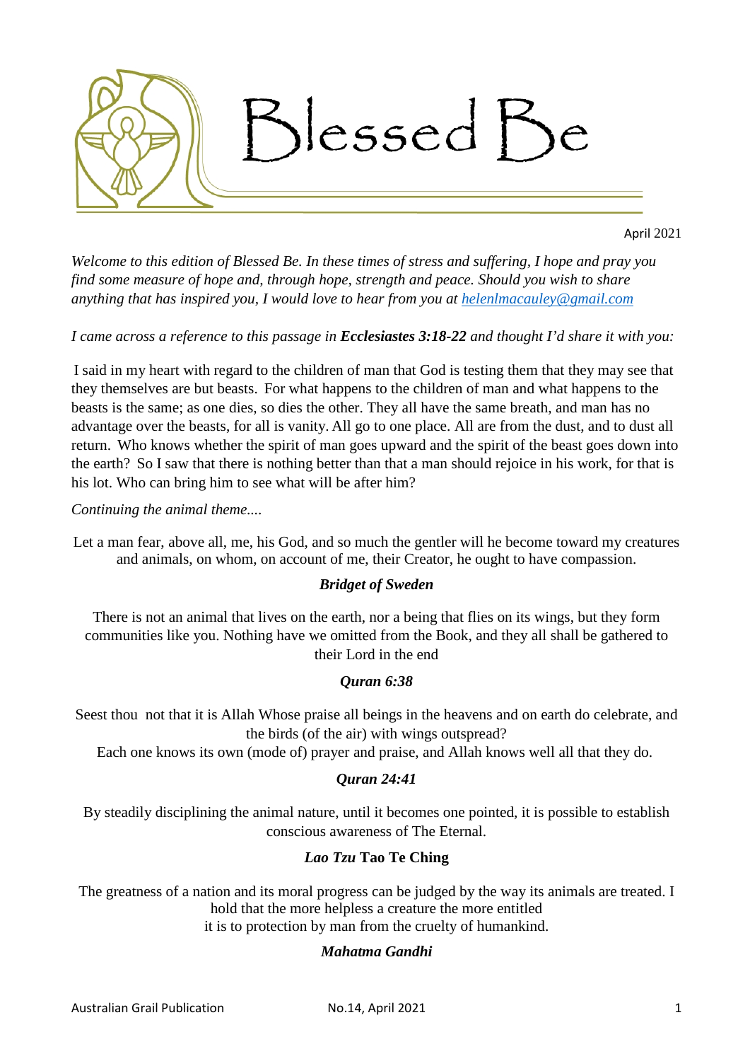# Blessed Be

April 2021

*Welcome to this edition of Blessed Be. In these times of stress and suffering, I hope and pray you find some measure of hope and, through hope, strength and peace. Should you wish to share anything that has inspired you, I would love to hear from you at [helenlmacauley@gmail.com](mailto:helenlmacauley@gmail.com)*

*I came across a reference to this passage in* ***Ecclesiastes 3:18-22*** *and thought I'd share it with you:*

I said in my heart with regard to the children of man that God is testing them that they may see that they themselves are but beasts. For what happens to the children of man and what happens to the beasts is the same; as one dies, so dies the other. They all have the same breath, and man has no advantage over the beasts, for all is vanity. All go to one place. All are from the dust, and to dust all return. Who knows whether the spirit of man goes upward and the spirit of the beast goes down into the earth? So I saw that there is nothing better than that a man should rejoice in his work, for that is his lot. Who can bring him to see what will be after him?

*Continuing the animal theme....*

Let a man fear, above all, me, his God, and so much the gentler will he become toward my creatures and animals, on whom, on account of me, their Creator, he ought to have compassion.

***Bridget of Sweden***

There is not an animal that lives on the earth, nor a being that flies on its wings, but they form communities like you. Nothing have we omitted from the Book, and they all shall be gathered to their Lord in the end

***Quran 6:38***

Seest thou not that it is Allah Whose praise all beings in the heavens and on earth do celebrate, and the birds (of the air) with wings outspread?
Each one knows its own (mode of) prayer and praise, and Allah knows well all that they do.

***Quran 24:41***

By steadily disciplining the animal nature, until it becomes one pointed, it is possible to establish conscious awareness of The Eternal.

***Lao Tzu* Tao Te Ching**

The greatness of a nation and its moral progress can be judged by the way its animals are treated. I hold that the more helpless a creature the more entitled it is to protection by man from the cruelty of humankind.

***Mahatma Gandhi***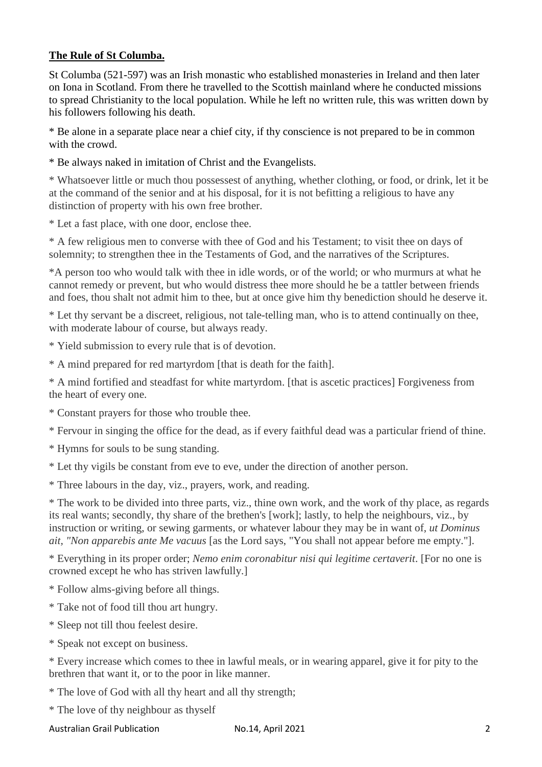**The Rule of St Columba.**

St Columba (521-597) was an Irish monastic who established monasteries in Ireland and then later on Iona in Scotland. From there he travelled to the Scottish mainland where he conducted missions to spread Christianity to the local population. While he left no written rule, this was written down by his followers following his death.

* Be alone in a separate place near a chief city, if thy conscience is not prepared to be in common with the crowd.

* Be always naked in imitation of Christ and the Evangelists.

* Whatsoever little or much thou possessest of anything, whether clothing, or food, or drink, let it be at the command of the senior and at his disposal, for it is not befitting a religious to have any distinction of property with his own free brother.

* Let a fast place, with one door, enclose thee.

* A few religious men to converse with thee of God and his Testament; to visit thee on days of solemnity; to strengthen thee in the Testaments of God, and the narratives of the Scriptures.

*A person too who would talk with thee in idle words, or of the world; or who murmurs at what he cannot remedy or prevent, but who would distress thee more should he be a tattler between friends and foes, thou shalt not admit him to thee, but at once give him thy benediction should he deserve it.

* Let thy servant be a discreet, religious, not tale-telling man, who is to attend continually on thee, with moderate labour of course, but always ready.

* Yield submission to every rule that is of devotion.

* A mind prepared for red martyrdom [that is death for the faith].

* A mind fortified and steadfast for white martyrdom. [that is ascetic practices] Forgiveness from the heart of every one.

* Constant prayers for those who trouble thee.

* Fervour in singing the office for the dead, as if every faithful dead was a particular friend of thine.

* Hymns for souls to be sung standing.

* Let thy vigils be constant from eve to eve, under the direction of another person.

* Three labours in the day, viz., prayers, work, and reading.

* The work to be divided into three parts, viz., thine own work, and the work of thy place, as regards its real wants; secondly, thy share of the brethen's [work]; lastly, to help the neighbours, viz., by instruction or writing, or sewing garments, or whatever labour they may be in want of, *ut Dominus ait, "Non apparebis ante Me vacuus* [as the Lord says, "You shall not appear before me empty."].

* Everything in its proper order; *Nemo enim coronabitur nisi qui legitime certaverit*. [For no one is crowned except he who has striven lawfully.]

* Follow alms-giving before all things.

* Take not of food till thou art hungry.

* Sleep not till thou feelest desire.

* Speak not except on business.

* Every increase which comes to thee in lawful meals, or in wearing apparel, give it for pity to the brethren that want it, or to the poor in like manner.

* The love of God with all thy heart and all thy strength;

* The love of thy neighbour as thyself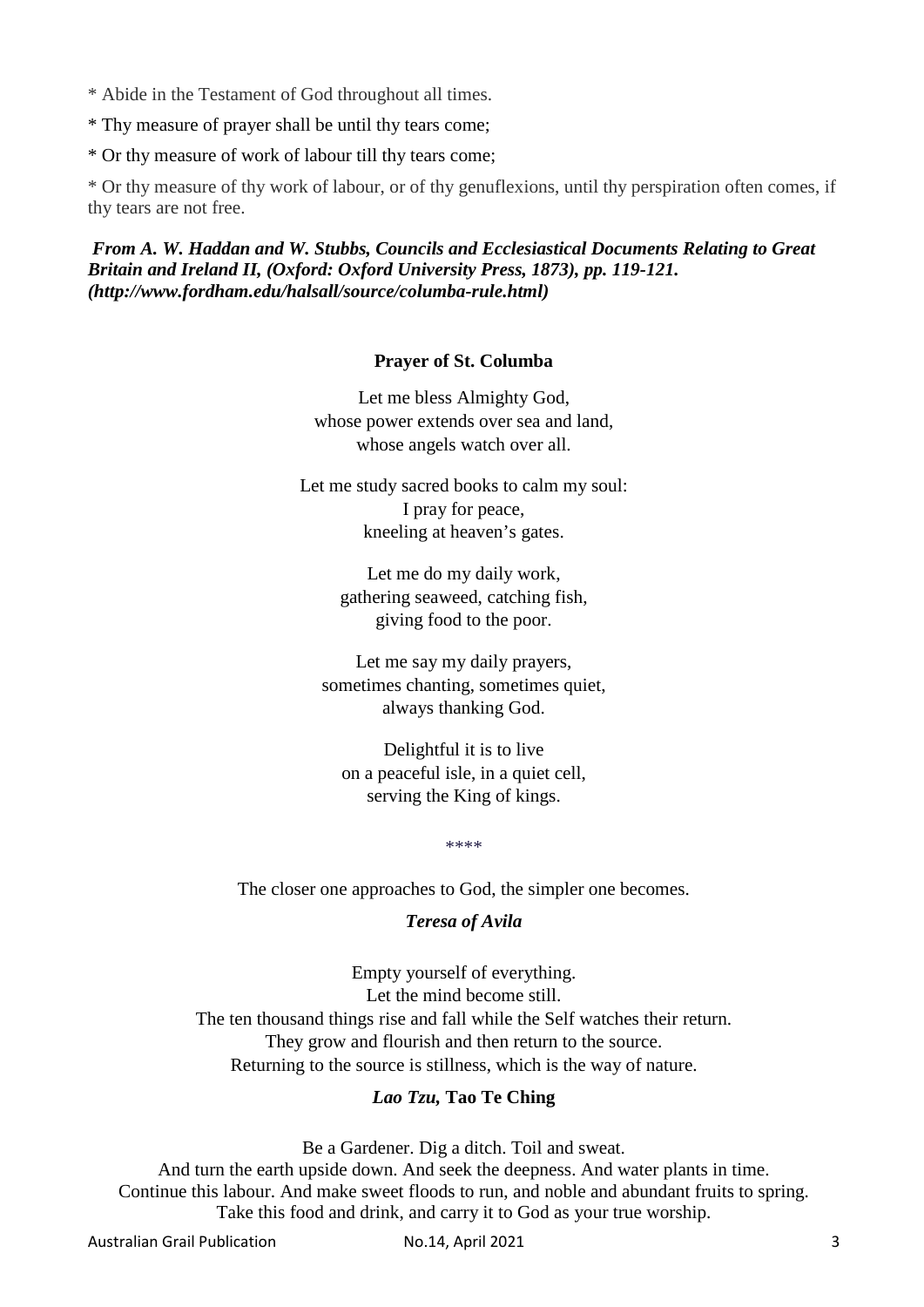* Abide in the Testament of God throughout all times.

* Thy measure of prayer shall be until thy tears come;

* Or thy measure of work of labour till thy tears come;

* Or thy measure of thy work of labour, or of thy genuflexions, until thy perspiration often comes, if thy tears are not free.

***From A. W. Haddan and W. Stubbs, Councils and Ecclesiastical Documents Relating to Great Britain and Ireland II, (Oxford: Oxford University Press, 1873), pp. 119-121. (http://www.fordham.edu/halsall/source/columba-rule.html)***

**Prayer of St. Columba**

Let me bless Almighty God,
whose power extends over sea and land,
whose angels watch over all.

Let me study sacred books to calm my soul:
I pray for peace,
kneeling at heaven's gates.

Let me do my daily work,
gathering seaweed, catching fish,
giving food to the poor.

Let me say my daily prayers,
sometimes chanting, sometimes quiet,
always thanking God.

Delightful it is to live
on a peaceful isle, in a quiet cell,
serving the King of kings.

****

The closer one approaches to God, the simpler one becomes.

***Teresa of Avila***

Empty yourself of everything.
Let the mind become still.
The ten thousand things rise and fall while the Self watches their return.
They grow and flourish and then return to the source.
Returning to the source is stillness, which is the way of nature.

***Lao Tzu,* Tao Te Ching**

Be a Gardener. Dig a ditch. Toil and sweat.
And turn the earth upside down. And seek the deepness. And water plants in time.
Continue this labour. And make sweet floods to run, and noble and abundant fruits to spring.
Take this food and drink, and carry it to God as your true worship.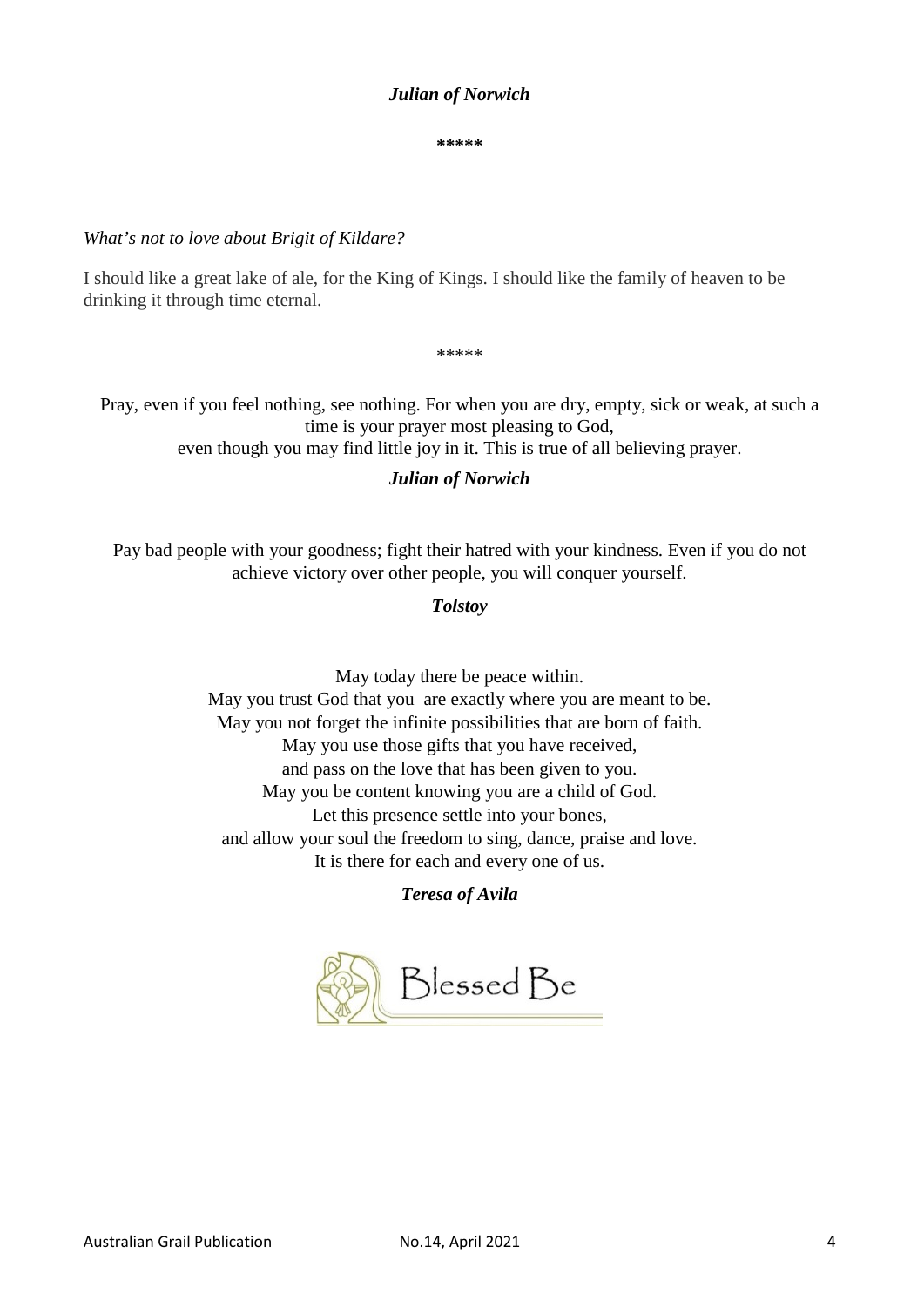***Julian of Norwich***

**\*\*\*\*\***

*What's not to love about Brigit of Kildare?*

I should like a great lake of ale, for the King of Kings. I should like the family of heaven to be drinking it through time eternal.

\*\*\*\*\*

Pray, even if you feel nothing, see nothing. For when you are dry, empty, sick or weak, at such a time is your prayer most pleasing to God,
even though you may find little joy in it. This is true of all believing prayer.

***Julian of Norwich***

Pay bad people with your goodness; fight their hatred with your kindness. Even if you do not achieve victory over other people, you will conquer yourself.

***Tolstoy***

May today there be peace within.
May you trust God that you are exactly where you are meant to be.
May you not forget the infinite possibilities that are born of faith.
May you use those gifts that you have received,
and pass on the love that has been given to you.
May you be content knowing you are a child of God.
Let this presence settle into your bones,
and allow your soul the freedom to sing, dance, praise and love.
It is there for each and every one of us.

***Teresa of Avila***

Blessed Be